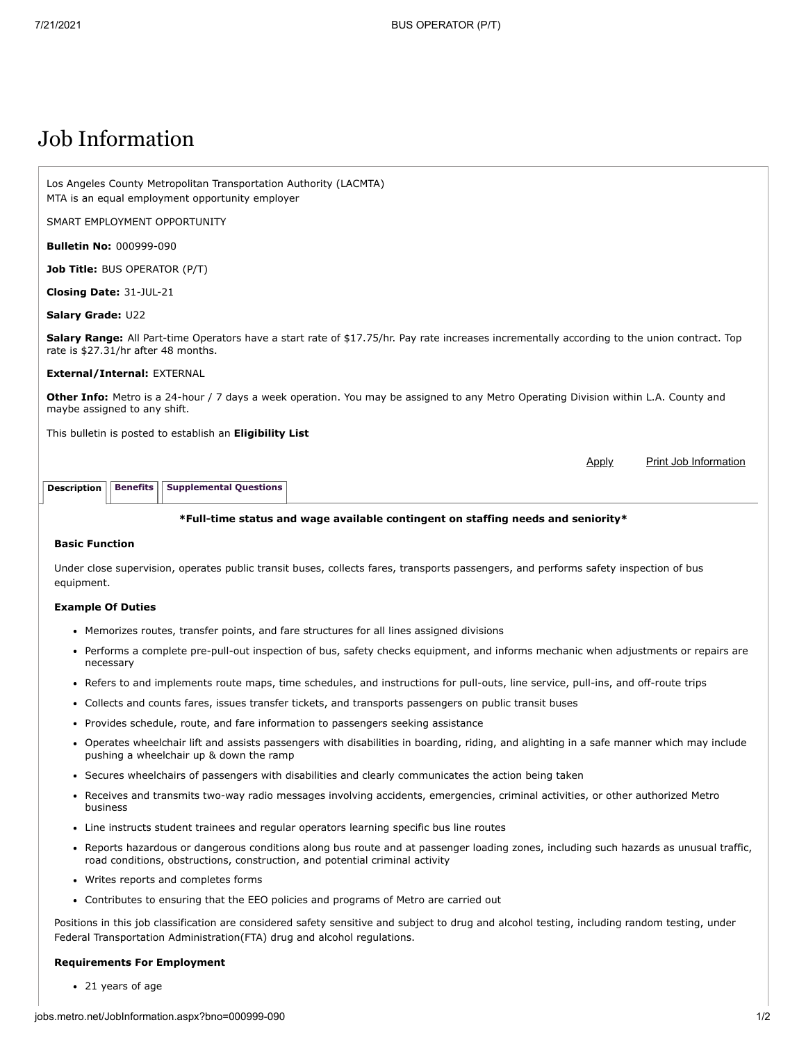# Job Information

Los Angeles County Metropolitan Transportation Authority (LACMTA)
MTA is an equal employment opportunity employer

SMART EMPLOYMENT OPPORTUNITY

**Bulletin No:** 000999-090

**Job Title:** BUS OPERATOR (P/T)

**Closing Date:** 31-JUL-21

**Salary Grade:** U22

**Salary Range:** All Part-time Operators have a start rate of $17.75/hr. Pay rate increases incrementally according to the union contract. Top rate is $27.31/hr after 48 months.

**External/Internal:** EXTERNAL

**Other Info:** Metro is a 24-hour / 7 days a week operation. You may be assigned to any Metro Operating Division within L.A. County and maybe assigned to any shift.

This bulletin is posted to establish an **Eligibility List**

Apply | Print Job Information

Description | Benefits | Supplemental Questions

**\*Full-time status and wage available contingent on staffing needs and seniority\***

### Basic Function

Under close supervision, operates public transit buses, collects fares, transports passengers, and performs safety inspection of bus equipment.

### Example Of Duties

- Memorizes routes, transfer points, and fare structures for all lines assigned divisions
- Performs a complete pre-pull-out inspection of bus, safety checks equipment, and informs mechanic when adjustments or repairs are necessary
- Refers to and implements route maps, time schedules, and instructions for pull-outs, line service, pull-ins, and off-route trips
- Collects and counts fares, issues transfer tickets, and transports passengers on public transit buses
- Provides schedule, route, and fare information to passengers seeking assistance
- Operates wheelchair lift and assists passengers with disabilities in boarding, riding, and alighting in a safe manner which may include pushing a wheelchair up & down the ramp
- Secures wheelchairs of passengers with disabilities and clearly communicates the action being taken
- Receives and transmits two-way radio messages involving accidents, emergencies, criminal activities, or other authorized Metro business
- Line instructs student trainees and regular operators learning specific bus line routes
- Reports hazardous or dangerous conditions along bus route and at passenger loading zones, including such hazards as unusual traffic, road conditions, obstructions, construction, and potential criminal activity
- Writes reports and completes forms
- Contributes to ensuring that the EEO policies and programs of Metro are carried out

Positions in this job classification are considered safety sensitive and subject to drug and alcohol testing, including random testing, under Federal Transportation Administration(FTA) drug and alcohol regulations.

### Requirements For Employment

- 21 years of age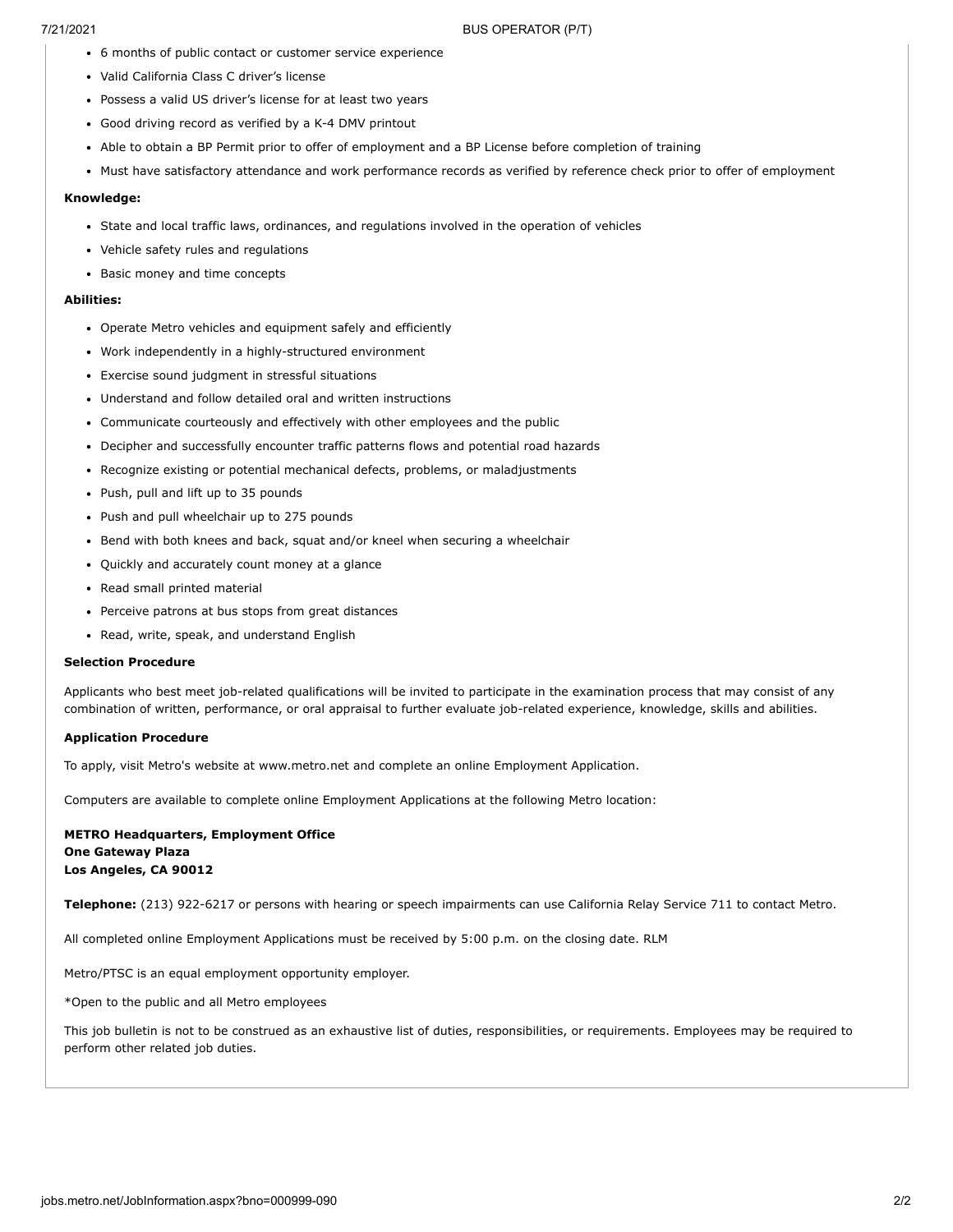- 6 months of public contact or customer service experience
- Valid California Class C driver's license
- Possess a valid US driver's license for at least two years
- Good driving record as verified by a K-4 DMV printout
- Able to obtain a BP Permit prior to offer of employment and a BP License before completion of training
- Must have satisfactory attendance and work performance records as verified by reference check prior to offer of employment

**Knowledge:**

- State and local traffic laws, ordinances, and regulations involved in the operation of vehicles
- Vehicle safety rules and regulations
- Basic money and time concepts

**Abilities:**

- Operate Metro vehicles and equipment safely and efficiently
- Work independently in a highly-structured environment
- Exercise sound judgment in stressful situations
- Understand and follow detailed oral and written instructions
- Communicate courteously and effectively with other employees and the public
- Decipher and successfully encounter traffic patterns flows and potential road hazards
- Recognize existing or potential mechanical defects, problems, or maladjustments
- Push, pull and lift up to 35 pounds
- Push and pull wheelchair up to 275 pounds
- Bend with both knees and back, squat and/or kneel when securing a wheelchair
- Quickly and accurately count money at a glance
- Read small printed material
- Perceive patrons at bus stops from great distances
- Read, write, speak, and understand English

**Selection Procedure**

Applicants who best meet job-related qualifications will be invited to participate in the examination process that may consist of any combination of written, performance, or oral appraisal to further evaluate job-related experience, knowledge, skills and abilities.

**Application Procedure**

To apply, visit Metro's website at www.metro.net and complete an online Employment Application.

Computers are available to complete online Employment Applications at the following Metro location:

**METRO Headquarters, Employment Office**
**One Gateway Plaza**
**Los Angeles, CA 90012**

**Telephone:** (213) 922-6217 or persons with hearing or speech impairments can use California Relay Service 711 to contact Metro.

All completed online Employment Applications must be received by 5:00 p.m. on the closing date. RLM

Metro/PTSC is an equal employment opportunity employer.

*Open to the public and all Metro employees

This job bulletin is not to be construed as an exhaustive list of duties, responsibilities, or requirements. Employees may be required to perform other related job duties.